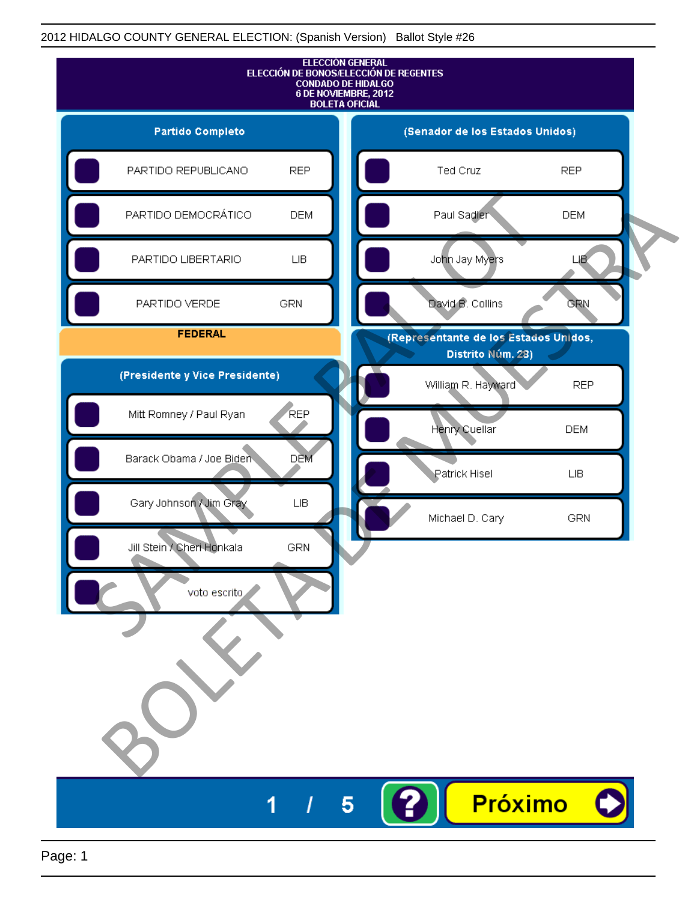2012 HIDALGO COUNTY GENERAL ELECTION: (Spanish Version) Ballot Style #26

**ELECCIÓN GENERAL**
**ELECCIÓN DE BONOS/ELECCIÓN DE REGENTES**
**CONDADO DE HIDALGO**
**6 DE NOVIEMBRE, 2012**
**BOLETA OFICIAL**

### Partido Completo

| | |
|---|---|
| PARTIDO REPUBLICANO | REP |
| PARTIDO DEMOCRÁTICO | DEM |
| PARTIDO LIBERTARIO | LIB |
| PARTIDO VERDE | GRN |

## FEDERAL

### (Presidente y Vice Presidente)

| | |
|---|---|
| Mitt Romney / Paul Ryan | REP |
| Barack Obama / Joe Biden | DEM |
| Gary Johnson / Jim Gray | LIB |
| Jill Stein / Cheri Honkala | GRN |
| voto escrito | |

### (Senador de los Estados Unidos)

| | |
|---|---|
| Ted Cruz | REP |
| Paul Sadler | DEM |
| John Jay Myers | LIB |
| David B. Collins | GRN |

### (Representante de los Estados Unidos, Distrito Núm. 28)

| | |
|---|---|
| William R. Hayward | REP |
| Henry Cuellar | DEM |
| Patrick Hisel | LIB |
| Michael D. Cary | GRN |

SAMPLE BALLOT / BOLETA DE MUESTRA

1 / 5 ? Próximo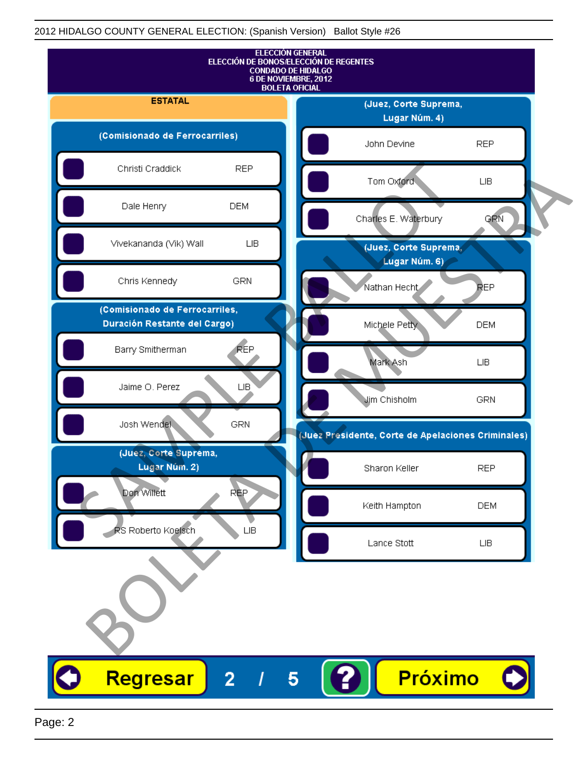2012 HIDALGO COUNTY GENERAL ELECTION: (Spanish Version) Ballot Style #26

ELECCIÓN GENERAL
ELECCIÓN DE BONOS/ELECCIÓN DE REGENTES
CONDADO DE HIDALGO
6 DE NOVIEMBRE, 2012
BOLETA OFICIAL

## ESTATAL

### (Comisionado de Ferrocarriles)

| Candidato | Partido |
|---|---|
| Christi Craddick | REP |
| Dale Henry | DEM |
| Vivekananda (Vik) Wall | LIB |
| Chris Kennedy | GRN |

### (Comisionado de Ferrocarriles, Duración Restante del Cargo)

| Candidato | Partido |
|---|---|
| Barry Smitherman | REP |
| Jaime O. Perez | LIB |
| Josh Wendel | GRN |

### (Juez, Corte Suprema, Lugar Núm. 2)

| Candidato | Partido |
|---|---|
| Don Willett | REP |
| RS Roberto Koelsch | LIB |

### (Juez, Corte Suprema, Lugar Núm. 4)

| Candidato | Partido |
|---|---|
| John Devine | REP |
| Tom Oxford | LIB |
| Charles E. Waterbury | GRN |

### (Juez, Corte Suprema, Lugar Núm. 6)

| Candidato | Partido |
|---|---|
| Nathan Hecht | REP |
| Michele Petty | DEM |
| Mark Ash | LIB |
| Jim Chisholm | GRN |

### (Juez Presidente, Corte de Apelaciones Criminales)

| Candidato | Partido |
|---|---|
| Sharon Keller | REP |
| Keith Hampton | DEM |
| Lance Stott | LIB |

SAMPLE BALLOT
BOLETA DE MUESTRA

Regresar 2 / 5 ? Próximo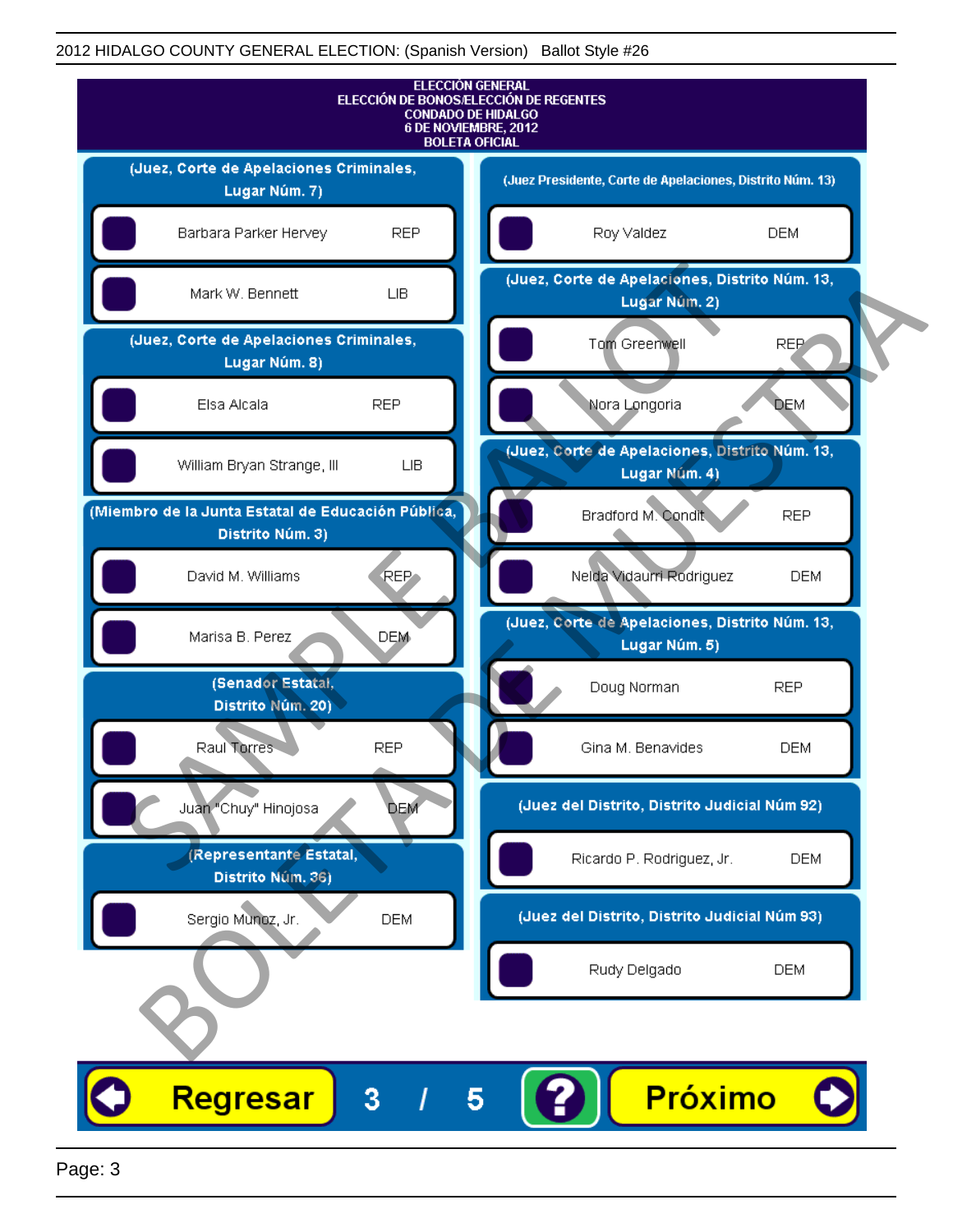2012 HIDALGO COUNTY GENERAL ELECTION: (Spanish Version) Ballot Style #26

**ELECCIÓN GENERAL**
**ELECCIÓN DE BONOS/ELECCIÓN DE REGENTES**
**CONDADO DE HIDALGO**
**6 DE NOVIEMBRE, 2012**
**BOLETA OFICIAL**

### (Juez, Corte de Apelaciones Criminales, Lugar Núm. 7)

- Barbara Parker Hervey — REP
- Mark W. Bennett — LIB

### (Juez, Corte de Apelaciones Criminales, Lugar Núm. 8)

- Elsa Alcala — REP
- William Bryan Strange, III — LIB

### (Miembro de la Junta Estatal de Educación Pública, Distrito Núm. 3)

- David M. Williams — REP
- Marisa B. Perez — DEM

### (Senador Estatal, Distrito Núm. 20)

- Raul Torres — REP
- Juan "Chuy" Hinojosa — DEM

### (Representante Estatal, Distrito Núm. 36)

- Sergio Munoz, Jr. — DEM

### (Juez Presidente, Corte de Apelaciones, Distrito Núm. 13)

- Roy Valdez — DEM

### (Juez, Corte de Apelaciones, Distrito Núm. 13, Lugar Núm. 2)

- Tom Greenwell — REP
- Nora Longoria — DEM

### (Juez, Corte de Apelaciones, Distrito Núm. 13, Lugar Núm. 4)

- Bradford M. Condit — REP
- Nelda Vidaurri Rodriguez — DEM

### (Juez, Corte de Apelaciones, Distrito Núm. 13, Lugar Núm. 5)

- Doug Norman — REP
- Gina M. Benavides — DEM

### (Juez del Distrito, Distrito Judicial Núm 92)

- Ricardo P. Rodriguez, Jr. — DEM

### (Juez del Distrito, Distrito Judicial Núm 93)

- Rudy Delgado — DEM

SAMPLE BALLOT / BOLETA DE MUESTRA

Regresar | 3 / 5 | ? | Próximo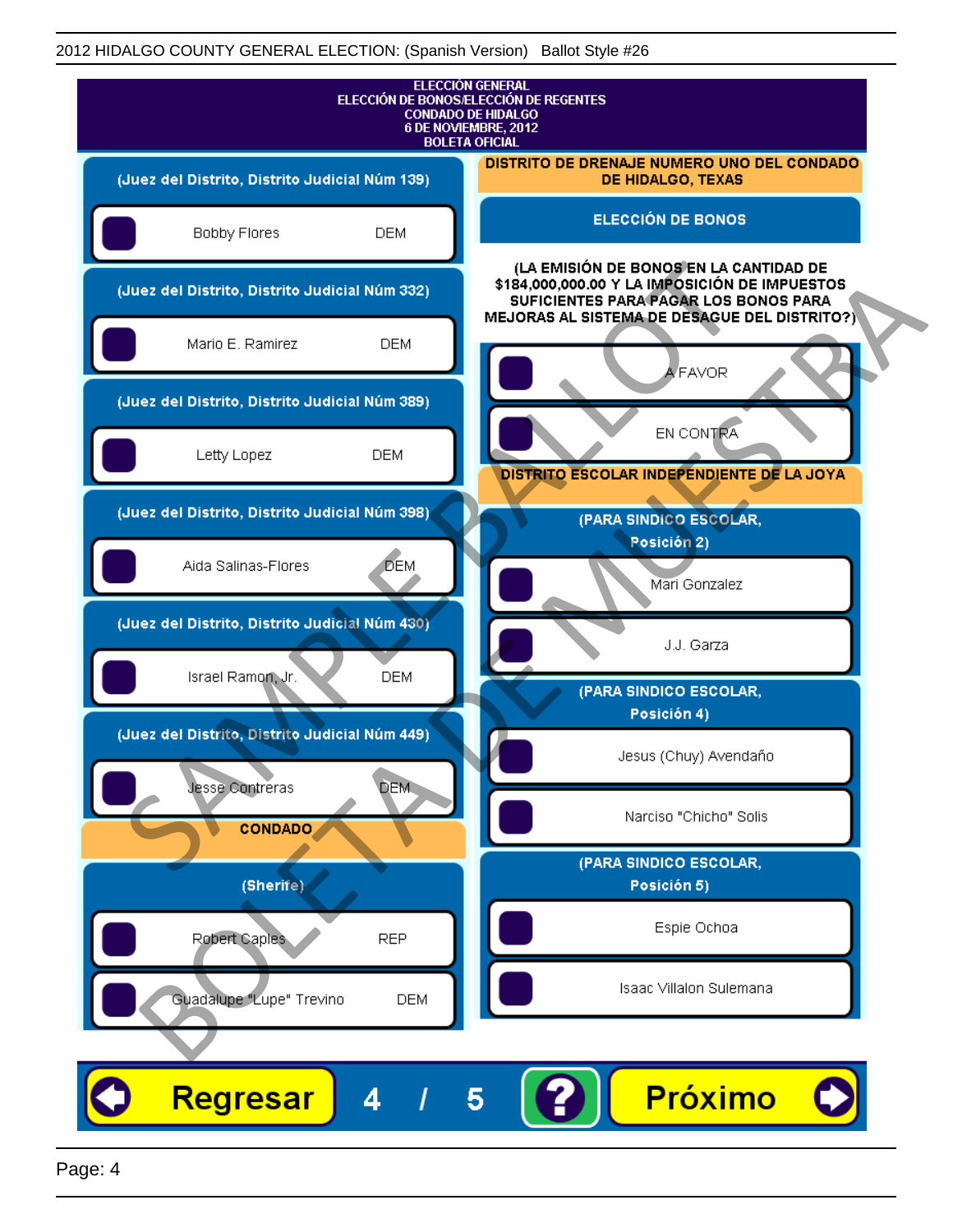ELECCIÓN GENERAL
ELECCIÓN DE BONOS/ELECCIÓN DE REGENTES
CONDADO DE HIDALGO
6 DE NOVIEMBRE, 2012
BOLETA OFICIAL

**(Juez del Distrito, Distrito Judicial Núm 139)**

- Bobby Flores DEM

**(Juez del Distrito, Distrito Judicial Núm 332)**

- Mario E. Ramirez DEM

**(Juez del Distrito, Distrito Judicial Núm 389)**

- Letty Lopez DEM

**(Juez del Distrito, Distrito Judicial Núm 398)**

- Aida Salinas-Flores DEM

**(Juez del Distrito, Distrito Judicial Núm 430)**

- Israel Ramon, Jr. DEM

**(Juez del Distrito, Distrito Judicial Núm 449)**

- Jesse Contreras DEM

**CONDADO**

**(Sherife)**

- Robert Caples REP
- Guadalupe "Lupe" Trevino DEM

**DISTRITO DE DRENAJE NUMERO UNO DEL CONDADO DE HIDALGO, TEXAS**

**ELECCIÓN DE BONOS**

**(LA EMISIÓN DE BONOS EN LA CANTIDAD DE $184,000,000.00 Y LA IMPOSICIÓN DE IMPUESTOS SUFICIENTES PARA PAGAR LOS BONOS PARA MEJORAS AL SISTEMA DE DESAGUE DEL DISTRITO?)**

- A FAVOR
- EN CONTRA

**DISTRITO ESCOLAR INDEPENDIENTE DE LA JOYA**

**(PARA SINDICO ESCOLAR, Posición 2)**

- Mari Gonzalez
- J.J. Garza

**(PARA SINDICO ESCOLAR, Posición 4)**

- Jesus (Chuy) Avendaño
- Narciso "Chicho" Solis

**(PARA SINDICO ESCOLAR, Posición 5)**

- Espie Ochoa
- Isaac Villalon Sulemana

SAMPLE BALLOT / BOLETA DE MUESTRA

Regresar 4 / 5 ? Próximo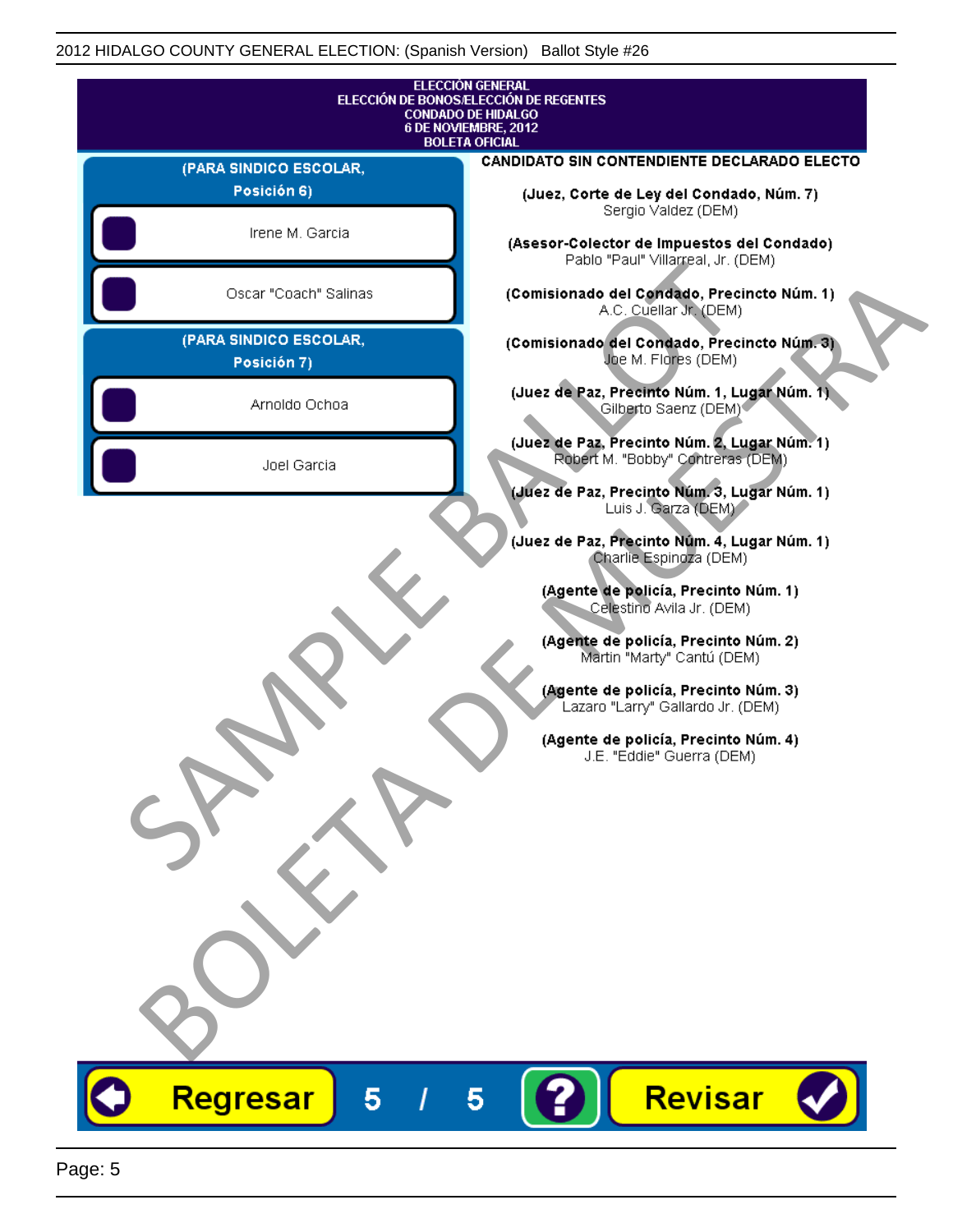2012 HIDALGO COUNTY GENERAL ELECTION: (Spanish Version) Ballot Style #26

ELECCIÓN GENERAL
ELECCIÓN DE BONOS/ELECCIÓN DE REGENTES
CONDADO DE HIDALGO
6 DE NOVIEMBRE, 2012
BOLETA OFICIAL

**(PARA SINDICO ESCOLAR, Posición 6)**

- Irene M. Garcia
- Oscar "Coach" Salinas

**(PARA SINDICO ESCOLAR, Posición 7)**

- Arnoldo Ochoa
- Joel Garcia

**CANDIDATO SIN CONTENDIENTE DECLARADO ELECTO**

**(Juez, Corte de Ley del Condado, Núm. 7)**
Sergio Valdez (DEM)

**(Asesor-Colector de Impuestos del Condado)**
Pablo "Paul" Villarreal, Jr. (DEM)

**(Comisionado del Condado, Precincto Núm. 1)**
A.C. Cuellar Jr. (DEM)

**(Comisionado del Condado, Precincto Núm. 3)**
Joe M. Flores (DEM)

**(Juez de Paz, Precinto Núm. 1, Lugar Núm. 1)**
Gilberto Saenz (DEM)

**(Juez de Paz, Precinto Núm. 2, Lugar Núm. 1)**
Robert M. "Bobby" Contreras (DEM)

**(Juez de Paz, Precinto Núm. 3, Lugar Núm. 1)**
Luis J. Garza (DEM)

**(Juez de Paz, Precinto Núm. 4, Lugar Núm. 1)**
Charlie Espinoza (DEM)

**(Agente de policía, Precinto Núm. 1)**
Celestino Avila Jr. (DEM)

**(Agente de policía, Precinto Núm. 2)**
Martin "Marty" Cantú (DEM)

**(Agente de policía, Precinto Núm. 3)**
Lazaro "Larry" Gallardo Jr. (DEM)

**(Agente de policía, Precinto Núm. 4)**
J.E. "Eddie" Guerra (DEM)

SAMPLE BALLOT
BOLETA DE MUESTRA

Regresar 5 / 5 ? Revisar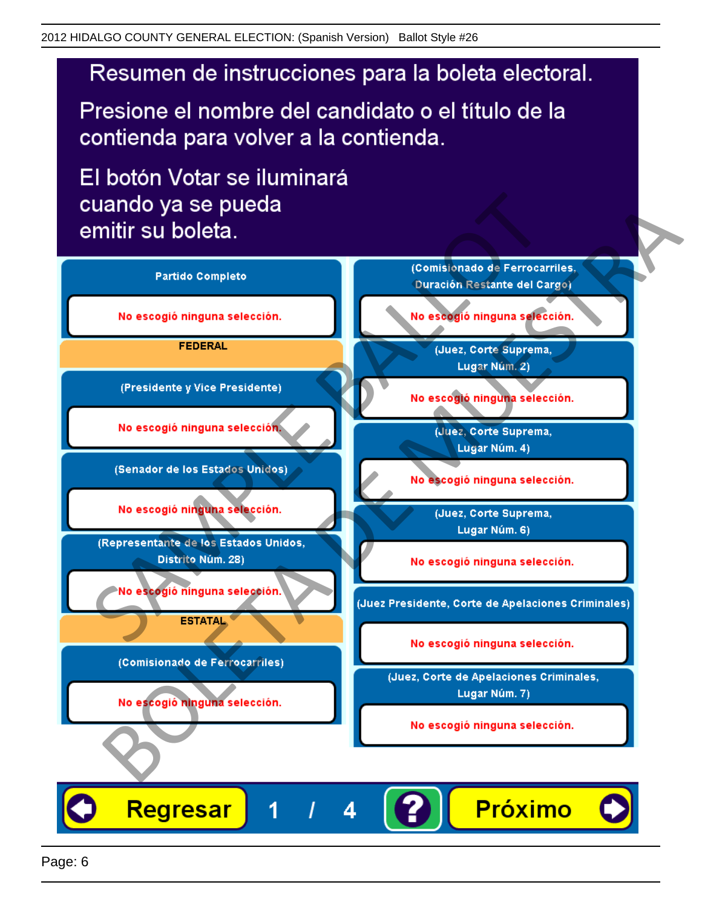# Resumen de instrucciones para la boleta electoral.

Presione el nombre del candidato o el título de la contienda para volver a la contienda.

El botón Votar se iluminará cuando ya se pueda emitir su boleta.

**Partido Completo**

No escogió ninguna selección.

**FEDERAL**

**(Presidente y Vice Presidente)**

No escogió ninguna selección.

**(Senador de los Estados Unidos)**

No escogió ninguna selección.

**(Representante de los Estados Unidos, Distrito Núm. 28)**

No escogió ninguna selección.

**ESTATAL**

**(Comisionado de Ferrocarriles)**

No escogió ninguna selección.

**(Comisionado de Ferrocarriles, Duración Restante del Cargo)**

No escogió ninguna selección.

**(Juez, Corte Suprema, Lugar Núm. 2)**

No escogió ninguna selección.

**(Juez, Corte Suprema, Lugar Núm. 4)**

No escogió ninguna selección.

**(Juez, Corte Suprema, Lugar Núm. 6)**

No escogió ninguna selección.

**(Juez Presidente, Corte de Apelaciones Criminales)**

No escogió ninguna selección.

**(Juez, Corte de Apelaciones Criminales, Lugar Núm. 7)**

No escogió ninguna selección.

Regresar 1 / 4 ? Próximo

SAMPLE BALLOT BOLETA DE MUESTRA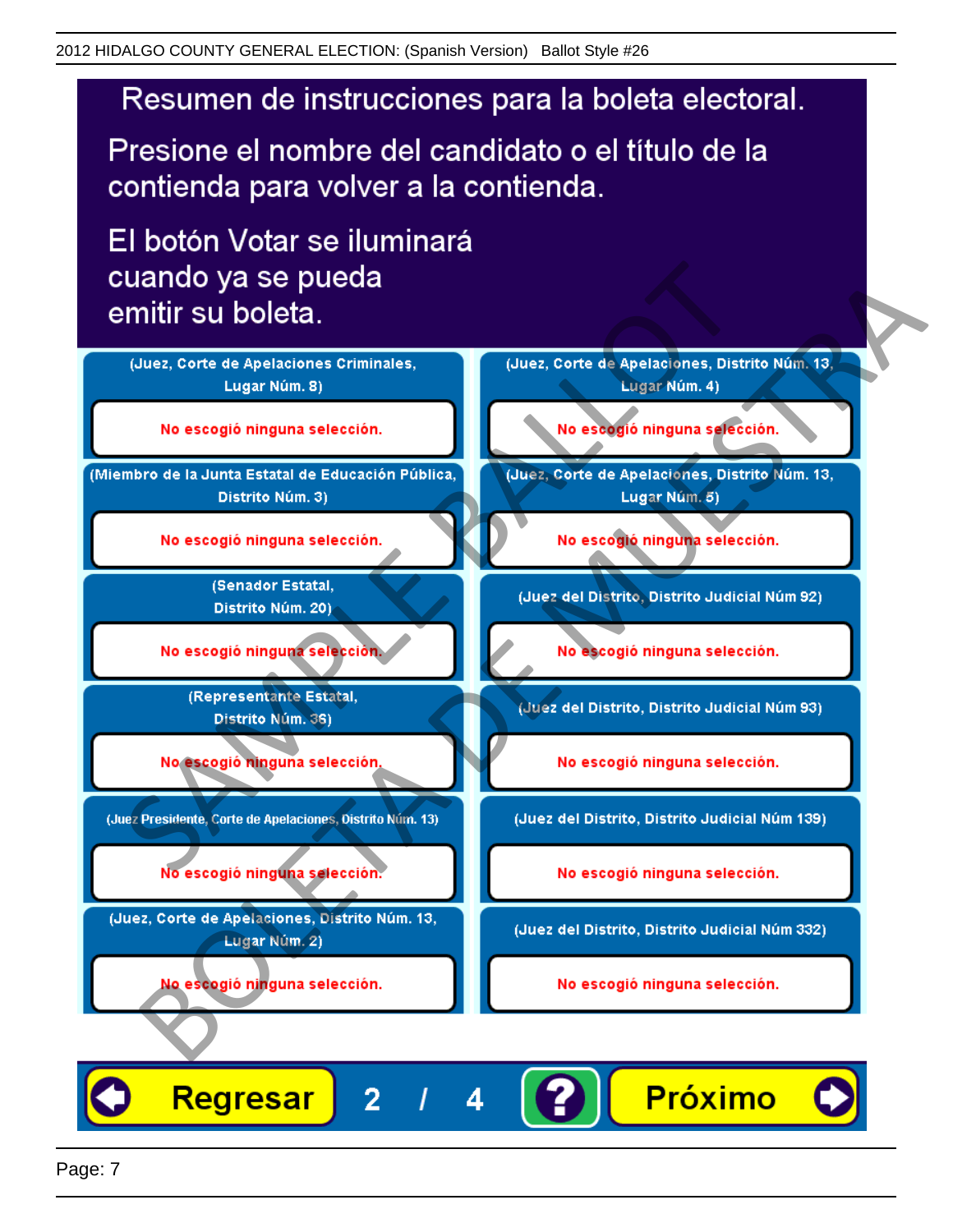# Resumen de instrucciones para la boleta electoral.

Presione el nombre del candidato o el título de la contienda para volver a la contienda.

El botón Votar se iluminará cuando ya se pueda emitir su boleta.

| Contienda | Selección |
|---|---|
| (Juez, Corte de Apelaciones Criminales, Lugar Núm. 8) | No escogió ninguna selección. |
| (Miembro de la Junta Estatal de Educación Pública, Distrito Núm. 3) | No escogió ninguna selección. |
| (Senador Estatal, Distrito Núm. 20) | No escogió ninguna selección. |
| (Representante Estatal, Distrito Núm. 36) | No escogió ninguna selección. |
| (Juez Presidente, Corte de Apelaciones, Distrito Núm. 13) | No escogió ninguna selección. |
| (Juez, Corte de Apelaciones, Distrito Núm. 13, Lugar Núm. 2) | No escogió ninguna selección. |
| (Juez, Corte de Apelaciones, Distrito Núm. 13, Lugar Núm. 4) | No escogió ninguna selección. |
| (Juez, Corte de Apelaciones, Distrito Núm. 13, Lugar Núm. 5) | No escogió ninguna selección. |
| (Juez del Distrito, Distrito Judicial Núm 92) | No escogió ninguna selección. |
| (Juez del Distrito, Distrito Judicial Núm 93) | No escogió ninguna selección. |
| (Juez del Distrito, Distrito Judicial Núm 139) | No escogió ninguna selección. |
| (Juez del Distrito, Distrito Judicial Núm 332) | No escogió ninguna selección. |

Regresar 2 / 4 ? Próximo

SAMPLE BALLOT BOLETA DE MUESTRA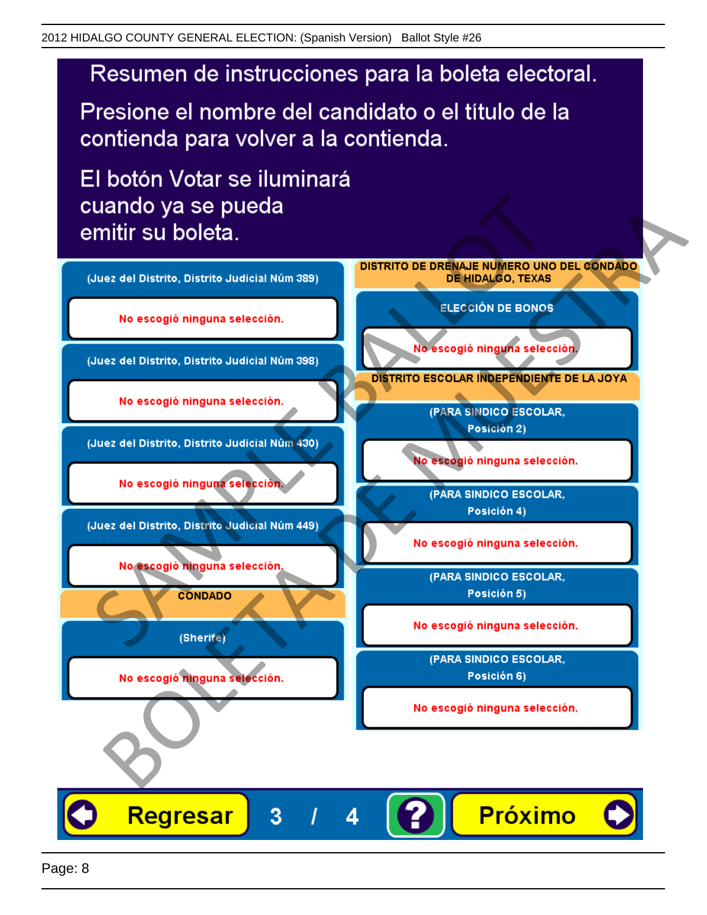2012 HIDALGO COUNTY GENERAL ELECTION: (Spanish Version) Ballot Style #26

# Resumen de instrucciones para la boleta electoral.

Presione el nombre del candidato o el título de la contienda para volver a la contienda.

El botón Votar se iluminará cuando ya se pueda emitir su boleta.

**(Juez del Distrito, Distrito Judicial Núm 389)**

No escogió ninguna selección.

**(Juez del Distrito, Distrito Judicial Núm 398)**

No escogió ninguna selección.

**(Juez del Distrito, Distrito Judicial Núm 430)**

No escogió ninguna selección.

**(Juez del Distrito, Distrito Judicial Núm 449)**

No escogió ninguna selección.

## CONDADO

**(Sherife)**

No escogió ninguna selección.

## DISTRITO DE DRENAJE NUMERO UNO DEL CONDADO DE HIDALGO, TEXAS

**ELECCIÓN DE BONOS**

No escogió ninguna selección.

## DISTRITO ESCOLAR INDEPENDIENTE DE LA JOYA

**(PARA SINDICO ESCOLAR, Posición 2)**

No escogió ninguna selección.

**(PARA SINDICO ESCOLAR, Posición 4)**

No escogió ninguna selección.

**(PARA SINDICO ESCOLAR, Posición 5)**

No escogió ninguna selección.

**(PARA SINDICO ESCOLAR, Posición 6)**

No escogió ninguna selección.

Regresar 3 / 4 ? Próximo

SAMPLE BALLOT BOLETA DE MUESTRA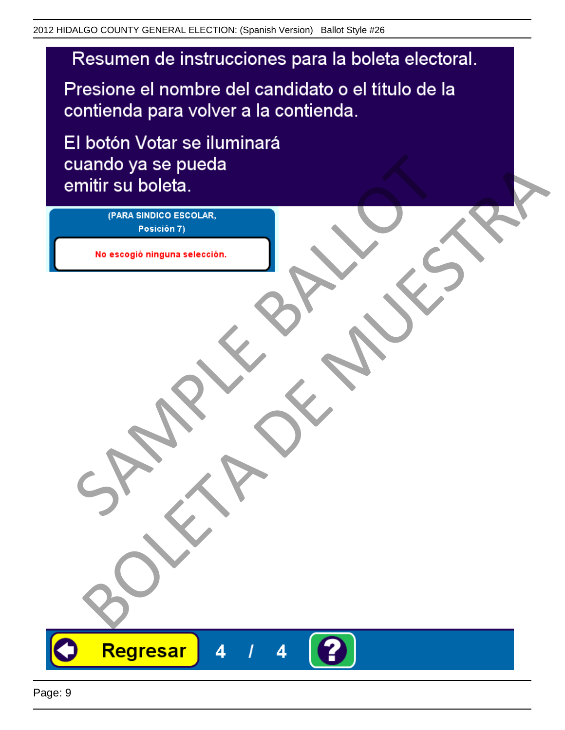# Resumen de instrucciones para la boleta electoral.

Presione el nombre del candidato o el título de la contienda para volver a la contienda.

El botón Votar se iluminará cuando ya se pueda emitir su boleta.

**(PARA SINDICO ESCOLAR, Posición 7)**

No escogió ninguna selección.

SAMPLE BALLOT

BOLETA DE MUESTRA

Regresar    4 / 4    ?